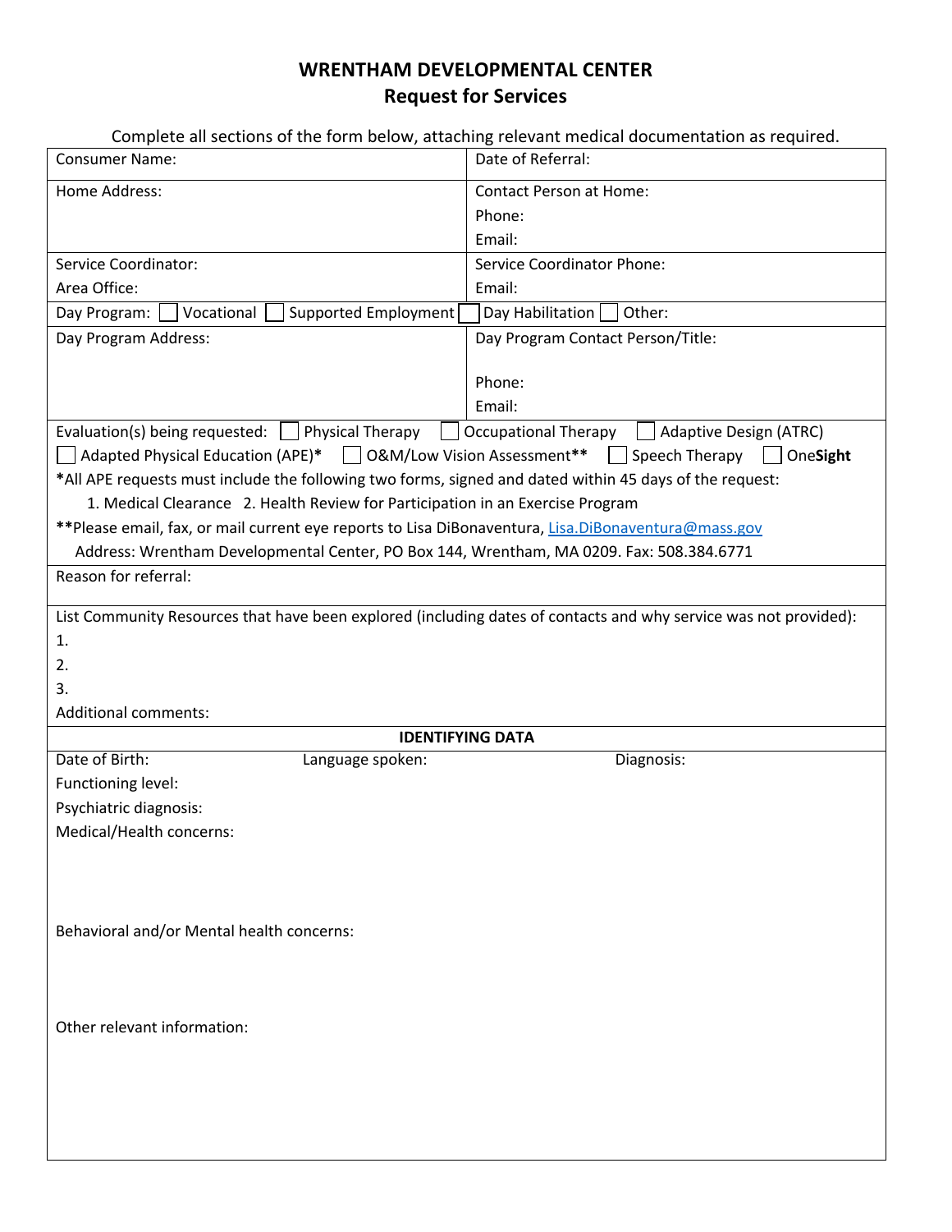# WRENTHAM DEVELOPMENTAL CENTER
## Request for Services

Complete all sections of the form below, attaching relevant medical documentation as required.

| Consumer Name: | Date of Referral: |
|---|---|
| Home Address: | Contact Person at Home:<br>Phone:<br>Email: |
| Service Coordinator:<br>Area Office: | Service Coordinator Phone:<br>Email: |

Day Program: ☐ Vocational ☐ Supported Employment ☐ Day Habilitation ☐ Other:

| Day Program Address: | Day Program Contact Person/Title:<br><br>Phone:<br>Email: |
|---|---|

Evaluation(s) being requested: ☐ Physical Therapy ☐ Occupational Therapy ☐ Adaptive Design (ATRC) ☐ Adapted Physical Education (APE)* ☐ O&M/Low Vision Assessment** ☐ Speech Therapy ☐ One**Sight**

*All APE requests must include the following two forms, signed and dated within 45 days of the request:

1. Medical Clearance 2. Health Review for Participation in an Exercise Program

**Please email, fax, or mail current eye reports to Lisa DiBonaventura, Lisa.DiBonaventura@mass.gov
Address: Wrentham Developmental Center, PO Box 144, Wrentham, MA 0209. Fax: 508.384.6771

Reason for referral:

List Community Resources that have been explored (including dates of contacts and why service was not provided):

1.
2.
3.

Additional comments:

**IDENTIFYING DATA**

Date of Birth: Language spoken: Diagnosis:

Functioning level:

Psychiatric diagnosis:

Medical/Health concerns:

Behavioral and/or Mental health concerns:

Other relevant information: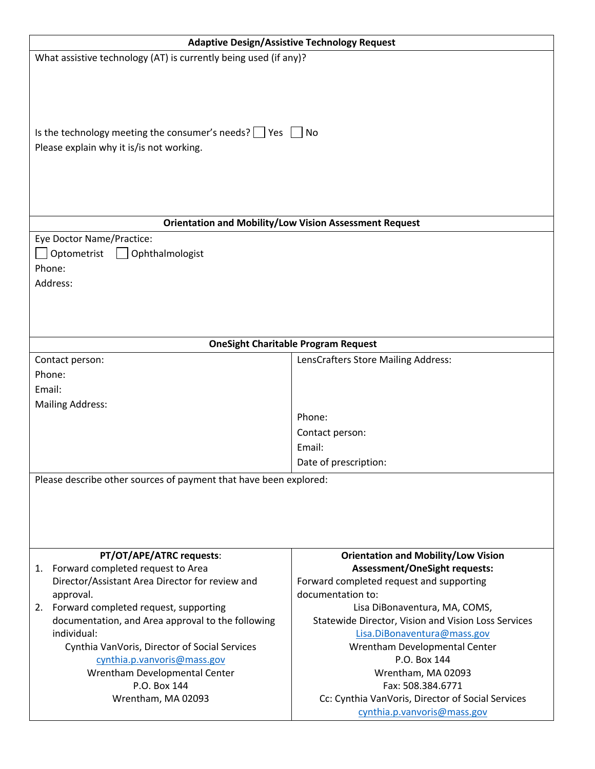## Adaptive Design/Assistive Technology Request

What assistive technology (AT) is currently being used (if any)?

Is the technology meeting the consumer's needs? ☐ Yes ☐ No

Please explain why it is/is not working.

## Orientation and Mobility/Low Vision Assessment Request

Eye Doctor Name/Practice:

☐ Optometrist ☐ Ophthalmologist

Phone:

Address:

## OneSight Charitable Program Request

| | |
|---|---|
| Contact person:<br>Phone:<br>Email:<br>Mailing Address: | LensCrafters Store Mailing Address:<br><br>Phone:<br>Contact person:<br>Email:<br>Date of prescription: |

Please describe other sources of payment that have been explored:

| **PT/OT/APE/ATRC requests**: | **Orientation and Mobility/Low Vision Assessment/OneSight requests:** |
|---|---|
| 1. Forward completed request to Area Director/Assistant Area Director for review and approval.<br>2. Forward completed request, supporting documentation, and Area approval to the following individual:<br>Cynthia VanVoris, Director of Social Services<br>cynthia.p.vanvoris@mass.gov<br>Wrentham Developmental Center<br>P.O. Box 144<br>Wrentham, MA 02093 | Forward completed request and supporting documentation to:<br>Lisa DiBonaventura, MA, COMS,<br>Statewide Director, Vision and Vision Loss Services<br>Lisa.DiBonaventura@mass.gov<br>Wrentham Developmental Center<br>P.O. Box 144<br>Wrentham, MA 02093<br>Fax: 508.384.6771<br>Cc: Cynthia VanVoris, Director of Social Services<br>cynthia.p.vanvoris@mass.gov |